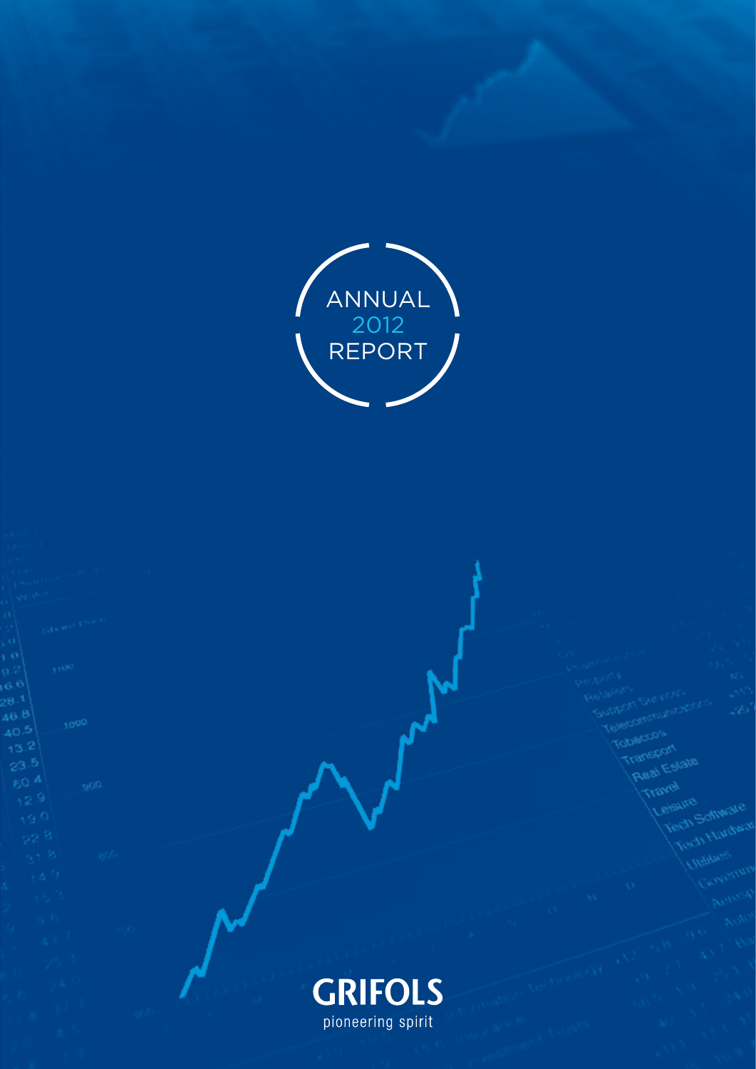# ANNUAL 2012 REPORT

**GRIFOLS**

pioneering spirit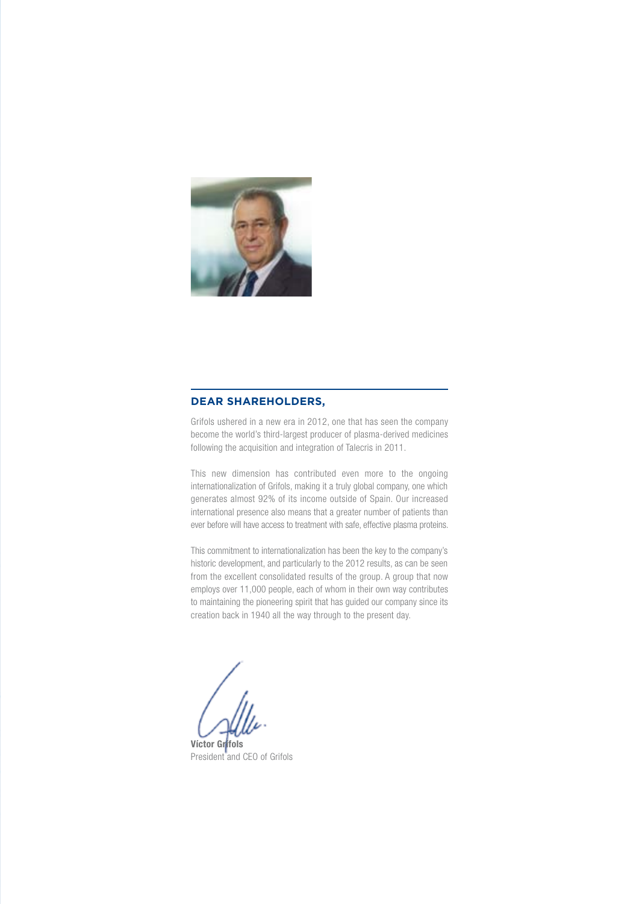## DEAR SHAREHOLDERS,

Grifols ushered in a new era in 2012, one that has seen the company become the world's third-largest producer of plasma-derived medicines following the acquisition and integration of Talecris in 2011.

This new dimension has contributed even more to the ongoing internationalization of Grifols, making it a truly global company, one which generates almost 92% of its income outside of Spain. Our increased international presence also means that a greater number of patients than ever before will have access to treatment with safe, effective plasma proteins.

This commitment to internationalization has been the key to the company's historic development, and particularly to the 2012 results, as can be seen from the excellent consolidated results of the group. A group that now employs over 11,000 people, each of whom in their own way contributes to maintaining the pioneering spirit that has guided our company since its creation back in 1940 all the way through to the present day.

**Víctor Grifols**
President and CEO of Grifols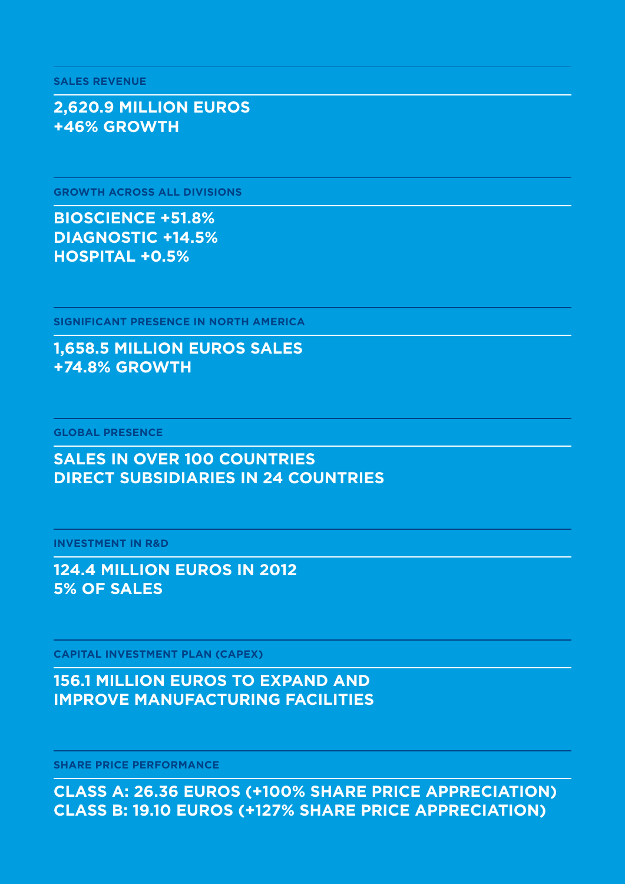### SALES REVENUE

**2,620.9 MILLION EUROS**
**+46% GROWTH**

### GROWTH ACROSS ALL DIVISIONS

**BIOSCIENCE +51.8%**
**DIAGNOSTIC +14.5%**
**HOSPITAL +0.5%**

### SIGNIFICANT PRESENCE IN NORTH AMERICA

**1,658.5 MILLION EUROS SALES**
**+74.8% GROWTH**

### GLOBAL PRESENCE

**SALES IN OVER 100 COUNTRIES**
**DIRECT SUBSIDIARIES IN 24 COUNTRIES**

### INVESTMENT IN R&D

**124.4 MILLION EUROS IN 2012**
**5% OF SALES**

### CAPITAL INVESTMENT PLAN (CAPEX)

**156.1 MILLION EUROS TO EXPAND AND IMPROVE MANUFACTURING FACILITIES**

### SHARE PRICE PERFORMANCE

**CLASS A: 26.36 EUROS (+100% SHARE PRICE APPRECIATION)**
**CLASS B: 19.10 EUROS (+127% SHARE PRICE APPRECIATION)**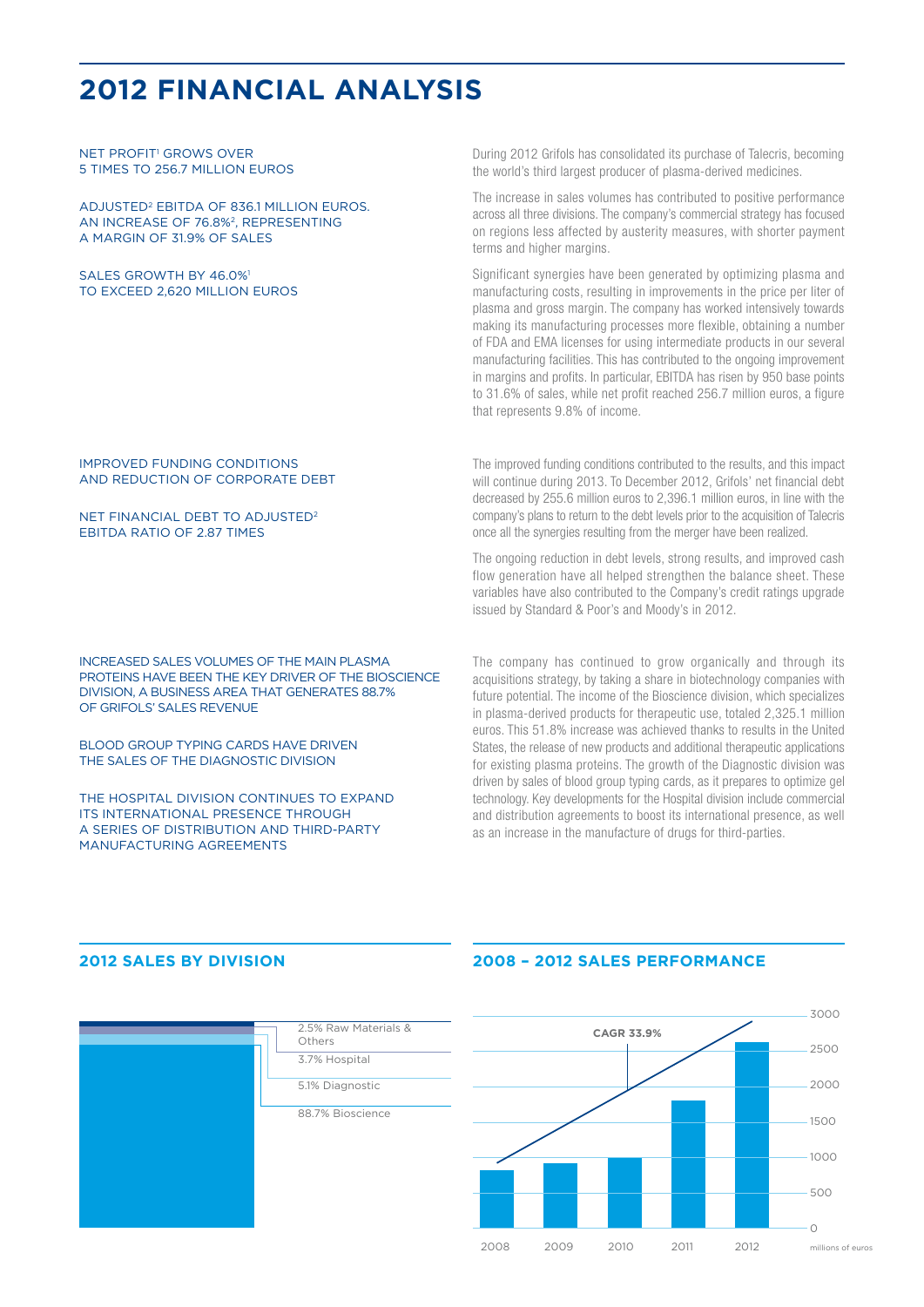# 2012 FINANCIAL ANALYSIS

NET PROFIT[1] GROWS OVER 5 TIMES TO 256.7 MILLION EUROS

ADJUSTED[2] EBITDA OF 836.1 MILLION EUROS. AN INCREASE OF 76.8%[2], REPRESENTING A MARGIN OF 31.9% OF SALES

SALES GROWTH BY 46.0%[1] TO EXCEED 2,620 MILLION EUROS

During 2012 Grifols has consolidated its purchase of Talecris, becoming the world's third largest producer of plasma-derived medicines.

The increase in sales volumes has contributed to positive performance across all three divisions. The company's commercial strategy has focused on regions less affected by austerity measures, with shorter payment terms and higher margins.

Significant synergies have been generated by optimizing plasma and manufacturing costs, resulting in improvements in the price per liter of plasma and gross margin. The company has worked intensively towards making its manufacturing processes more flexible, obtaining a number of FDA and EMA licenses for using intermediate products in our several manufacturing facilities. This has contributed to the ongoing improvement in margins and profits. In particular, EBITDA has risen by 950 base points to 31.6% of sales, while net profit reached 256.7 million euros, a figure that represents 9.8% of income.

IMPROVED FUNDING CONDITIONS AND REDUCTION OF CORPORATE DEBT

NET FINANCIAL DEBT TO ADJUSTED[2] EBITDA RATIO OF 2.87 TIMES

The improved funding conditions contributed to the results, and this impact will continue during 2013. To December 2012, Grifols' net financial debt decreased by 255.6 million euros to 2,396.1 million euros, in line with the company's plans to return to the debt levels prior to the acquisition of Talecris once all the synergies resulting from the merger have been realized.

The ongoing reduction in debt levels, strong results, and improved cash flow generation have all helped strengthen the balance sheet. These variables have also contributed to the Company's credit ratings upgrade issued by Standard & Poor's and Moody's in 2012.

INCREASED SALES VOLUMES OF THE MAIN PLASMA PROTEINS HAVE BEEN THE KEY DRIVER OF THE BIOSCIENCE DIVISION, A BUSINESS AREA THAT GENERATES 88.7% OF GRIFOLS' SALES REVENUE

BLOOD GROUP TYPING CARDS HAVE DRIVEN THE SALES OF THE DIAGNOSTIC DIVISION

THE HOSPITAL DIVISION CONTINUES TO EXPAND ITS INTERNATIONAL PRESENCE THROUGH A SERIES OF DISTRIBUTION AND THIRD-PARTY MANUFACTURING AGREEMENTS

The company has continued to grow organically and through its acquisitions strategy, by taking a share in biotechnology companies with future potential. The income of the Bioscience division, which specializes in plasma-derived products for therapeutic use, totaled 2,325.1 million euros. This 51.8% increase was achieved thanks to results in the United States, the release of new products and additional therapeutic applications for existing plasma proteins. The growth of the Diagnostic division was driven by sales of blood group typing cards, as it prepares to optimize gel technology. Key developments for the Hospital division include commercial and distribution agreements to boost its international presence, as well as an increase in the manufacture of drugs for third-parties.

## 2012 SALES BY DIVISION

- 2.5% Raw Materials & Others
- 3.7% Hospital
- 5.1% Diagnostic
- 88.7% Bioscience

## 2008 – 2012 SALES PERFORMANCE

CAGR 33.9%

Years: 2008, 2009, 2010, 2011, 2012

Axis: 0, 500, 1000, 1500, 2000, 2500, 3000 (millions of euros)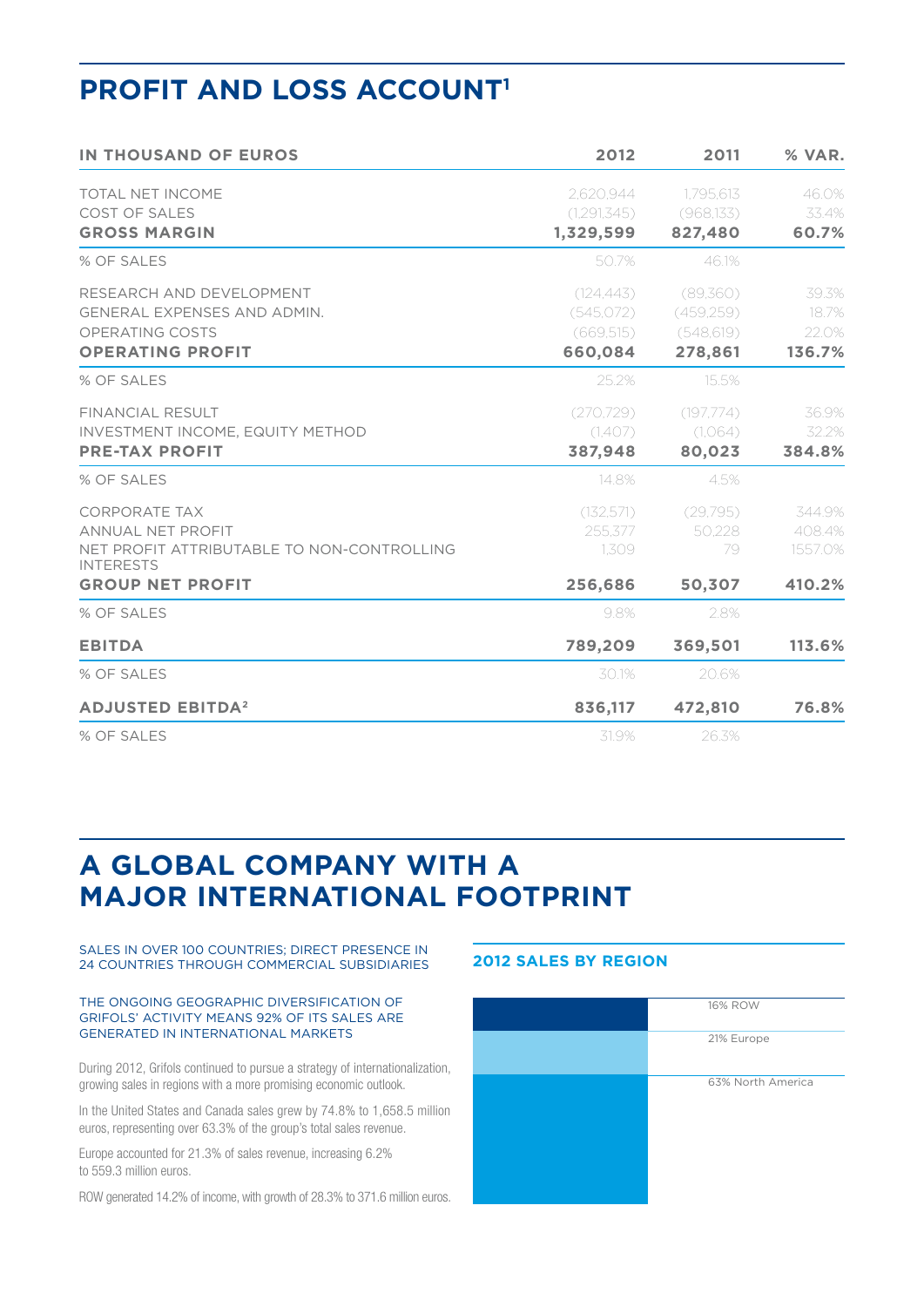## PROFIT AND LOSS ACCOUNT[1]

| IN THOUSAND OF EUROS | 2012 | 2011 | % VAR. |
|---|---|---|---|
| TOTAL NET INCOME | 2,620,944 | 1,795,613 | 46.0% |
| COST OF SALES | (1,291,345) | (968,133) | 33.4% |
| **GROSS MARGIN** | **1,329,599** | **827,480** | **60.7%** |
| % OF SALES | 50.7% | 46.1% | |
| RESEARCH AND DEVELOPMENT | (124,443) | (89,360) | 39.3% |
| GENERAL EXPENSES AND ADMIN. | (545,072) | (459,259) | 18.7% |
| OPERATING COSTS | (669,515) | (548,619) | 22.0% |
| **OPERATING PROFIT** | **660,084** | **278,861** | **136.7%** |
| % OF SALES | 25.2% | 15.5% | |
| FINANCIAL RESULT | (270,729) | (197,774) | 36.9% |
| INVESTMENT INCOME, EQUITY METHOD | (1,407) | (1,064) | 32.2% |
| **PRE-TAX PROFIT** | **387,948** | **80,023** | **384.8%** |
| % OF SALES | 14.8% | 4.5% | |
| CORPORATE TAX | (132,571) | (29,795) | 344.9% |
| ANNUAL NET PROFIT | 255,377 | 50,228 | 408.4% |
| NET PROFIT ATTRIBUTABLE TO NON-CONTROLLING INTERESTS | 1,309 | 79 | 1557.0% |
| **GROUP NET PROFIT** | **256,686** | **50,307** | **410.2%** |
| % OF SALES | 9.8% | 2.8% | |
| **EBITDA** | **789,209** | **369,501** | **113.6%** |
| % OF SALES | 30.1% | 20.6% | |
| **ADJUSTED EBITDA[2]** | **836,117** | **472,810** | **76.8%** |
| % OF SALES | 31.9% | 26.3% | |

## A GLOBAL COMPANY WITH A MAJOR INTERNATIONAL FOOTPRINT

SALES IN OVER 100 COUNTRIES; DIRECT PRESENCE IN 24 COUNTRIES THROUGH COMMERCIAL SUBSIDIARIES

THE ONGOING GEOGRAPHIC DIVERSIFICATION OF GRIFOLS' ACTIVITY MEANS 92% OF ITS SALES ARE GENERATED IN INTERNATIONAL MARKETS

During 2012, Grifols continued to pursue a strategy of internationalization, growing sales in regions with a more promising economic outlook.

In the United States and Canada sales grew by 74.8% to 1,658.5 million euros, representing over 63.3% of the group's total sales revenue.

Europe accounted for 21.3% of sales revenue, increasing 6.2% to 559.3 million euros.

ROW generated 14.2% of income, with growth of 28.3% to 371.6 million euros.

### 2012 SALES BY REGION

- 16% ROW
- 21% Europe
- 63% North America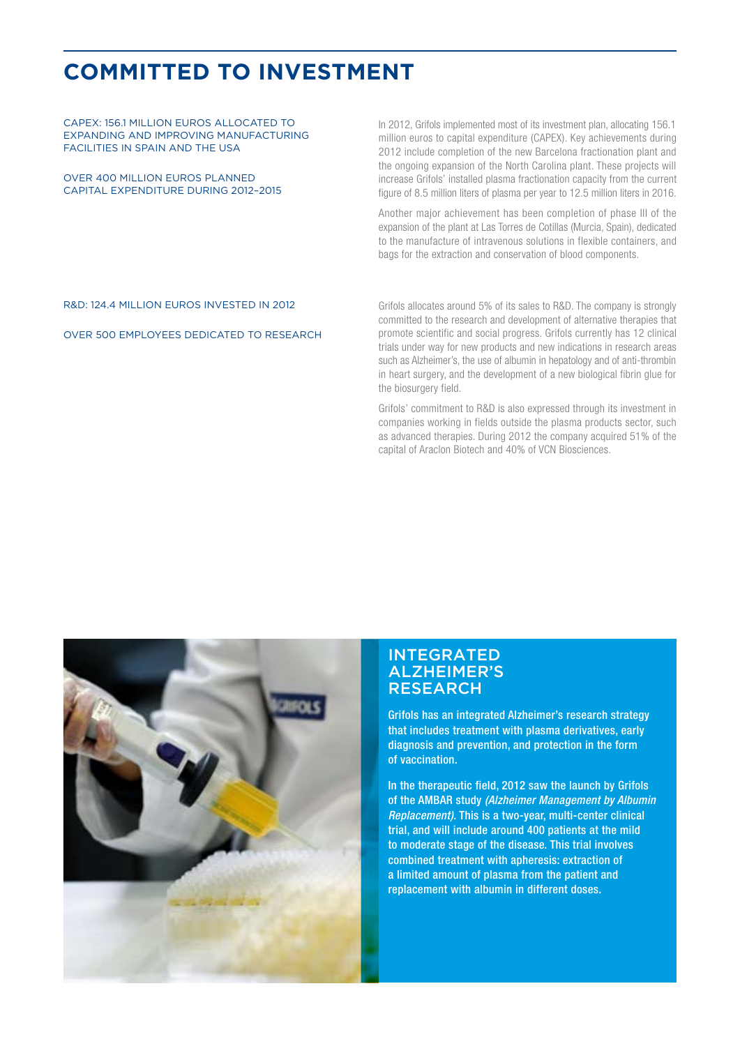# COMMITTED TO INVESTMENT

CAPEX: 156.1 MILLION EUROS ALLOCATED TO EXPANDING AND IMPROVING MANUFACTURING FACILITIES IN SPAIN AND THE USA

OVER 400 MILLION EUROS PLANNED CAPITAL EXPENDITURE DURING 2012–2015

In 2012, Grifols implemented most of its investment plan, allocating 156.1 million euros to capital expenditure (CAPEX). Key achievements during 2012 include completion of the new Barcelona fractionation plant and the ongoing expansion of the North Carolina plant. These projects will increase Grifols' installed plasma fractionation capacity from the current figure of 8.5 million liters of plasma per year to 12.5 million liters in 2016.

Another major achievement has been completion of phase III of the expansion of the plant at Las Torres de Cotillas (Murcia, Spain), dedicated to the manufacture of intravenous solutions in flexible containers, and bags for the extraction and conservation of blood components.

R&D: 124.4 MILLION EUROS INVESTED IN 2012

OVER 500 EMPLOYEES DEDICATED TO RESEARCH

Grifols allocates around 5% of its sales to R&D. The company is strongly committed to the research and development of alternative therapies that promote scientific and social progress. Grifols currently has 12 clinical trials under way for new products and new indications in research areas such as Alzheimer's, the use of albumin in hepatology and of anti-thrombin in heart surgery, and the development of a new biological fibrin glue for the biosurgery field.

Grifols' commitment to R&D is also expressed through its investment in companies working in fields outside the plasma products sector, such as advanced therapies. During 2012 the company acquired 51% of the capital of Araclon Biotech and 40% of VCN Biosciences.

## INTEGRATED ALZHEIMER'S RESEARCH

**Grifols has an integrated Alzheimer's research strategy that includes treatment with plasma derivatives, early diagnosis and prevention, and protection in the form of vaccination.**

**In the therapeutic field, 2012 saw the launch by Grifols of the AMBAR study *(Alzheimer Management by Albumin Replacement)*. This is a two-year, multi-center clinical trial, and will include around 400 patients at the mild to moderate stage of the disease. This trial involves combined treatment with apheresis: extraction of a limited amount of plasma from the patient and replacement with albumin in different doses.**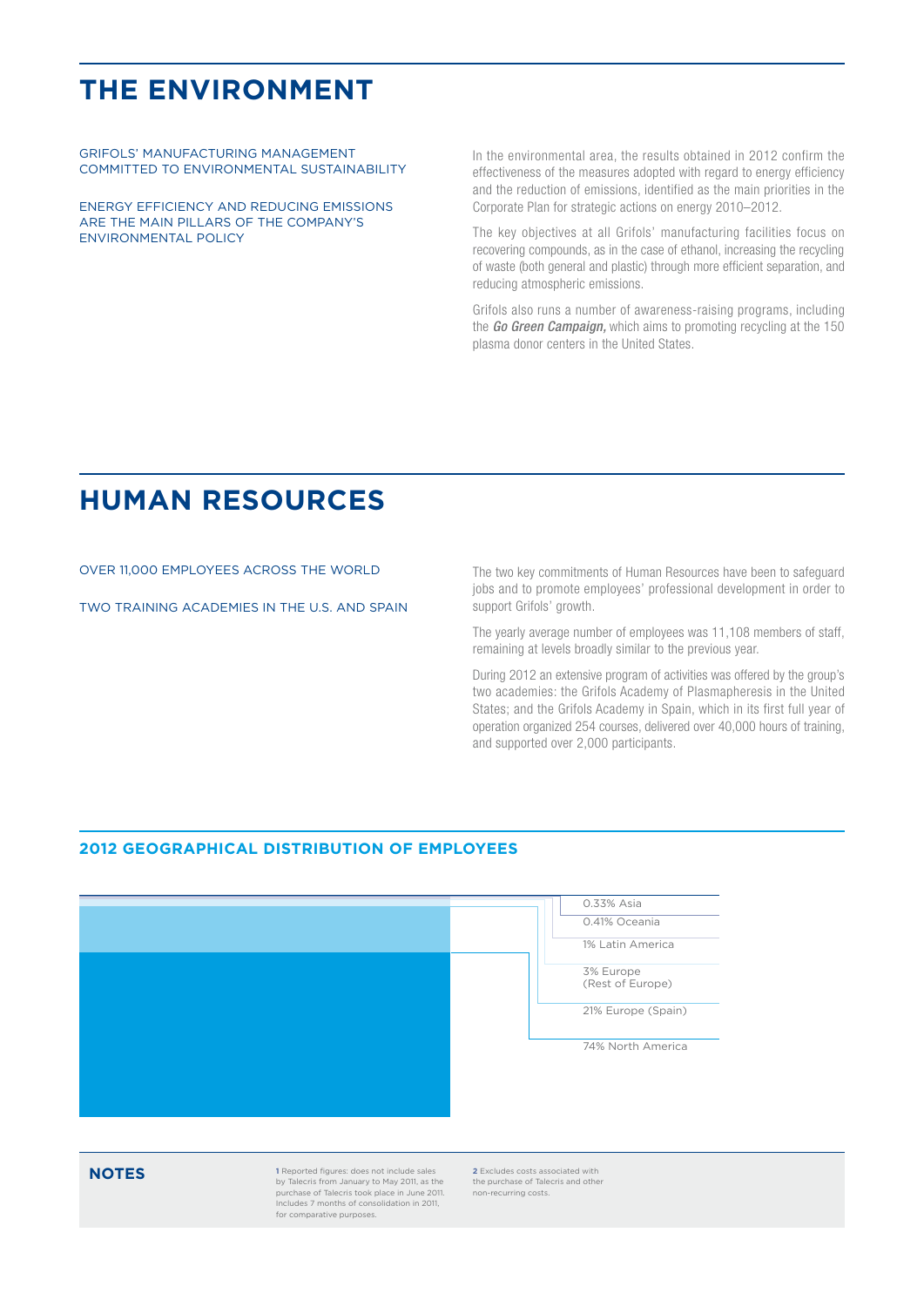# THE ENVIRONMENT

GRIFOLS' MANUFACTURING MANAGEMENT COMMITTED TO ENVIRONMENTAL SUSTAINABILITY

ENERGY EFFICIENCY AND REDUCING EMISSIONS ARE THE MAIN PILLARS OF THE COMPANY'S ENVIRONMENTAL POLICY

In the environmental area, the results obtained in 2012 confirm the effectiveness of the measures adopted with regard to energy efficiency and the reduction of emissions, identified as the main priorities in the Corporate Plan for strategic actions on energy 2010–2012.

The key objectives at all Grifols' manufacturing facilities focus on recovering compounds, as in the case of ethanol, increasing the recycling of waste (both general and plastic) through more efficient separation, and reducing atmospheric emissions.

Grifols also runs a number of awareness-raising programs, including the ***Go Green Campaign,*** which aims to promoting recycling at the 150 plasma donor centers in the United States.

# HUMAN RESOURCES

OVER 11,000 EMPLOYEES ACROSS THE WORLD

TWO TRAINING ACADEMIES IN THE U.S. AND SPAIN

The two key commitments of Human Resources have been to safeguard jobs and to promote employees' professional development in order to support Grifols' growth.

The yearly average number of employees was 11,108 members of staff, remaining at levels broadly similar to the previous year.

During 2012 an extensive program of activities was offered by the group's two academies: the Grifols Academy of Plasmapheresis in the United States; and the Grifols Academy in Spain, which in its first full year of operation organized 254 courses, delivered over 40,000 hours of training, and supported over 2,000 participants.

## 2012 GEOGRAPHICAL DISTRIBUTION OF EMPLOYEES

- 0.33% Asia
- 0.41% Oceania
- 1% Latin America
- 3% Europe (Rest of Europe)
- 21% Europe (Spain)
- 74% North America

## NOTES

**1** Reported figures: does not include sales by Talecris from January to May 2011, as the purchase of Talecris took place in June 2011. Includes 7 months of consolidation in 2011, for comparative purposes.

**2** Excludes costs associated with the purchase of Talecris and other non-recurring costs.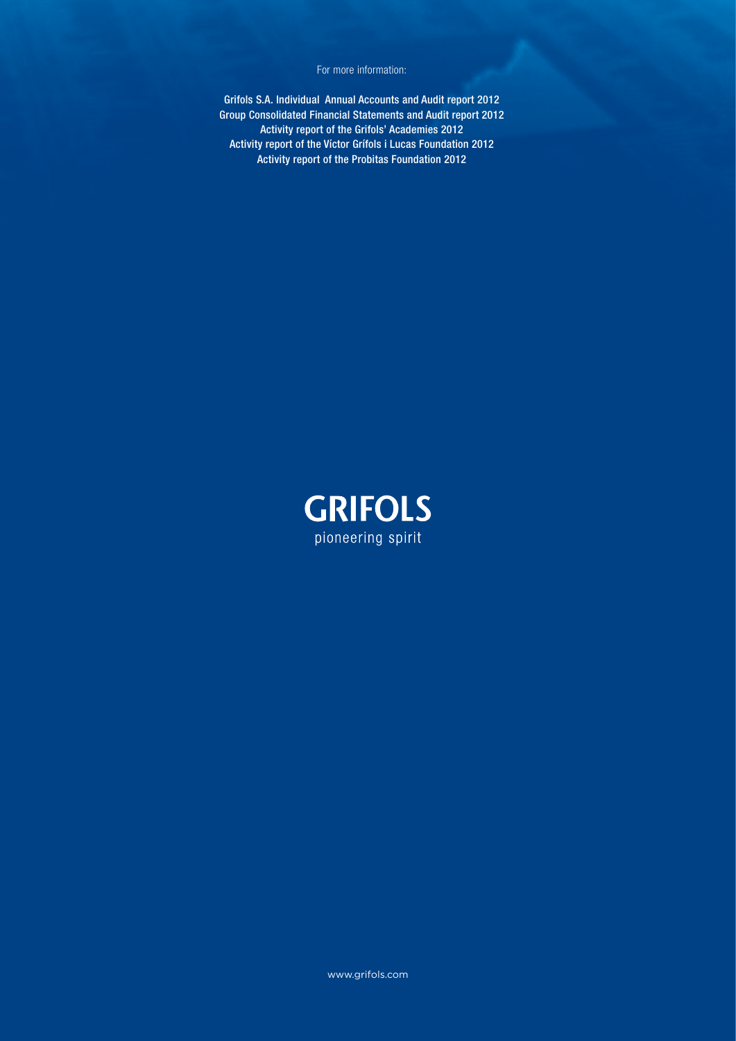For more information:

**Grifols S.A. Individual Annual Accounts and Audit report 2012**
**Group Consolidated Financial Statements and Audit report 2012**
**Activity report of the Grifols' Academies 2012**
**Activity report of the Víctor Grífols i Lucas Foundation 2012**
**Activity report of the Probitas Foundation 2012**

**GRIFOLS**
pioneering spirit

www.grifols.com